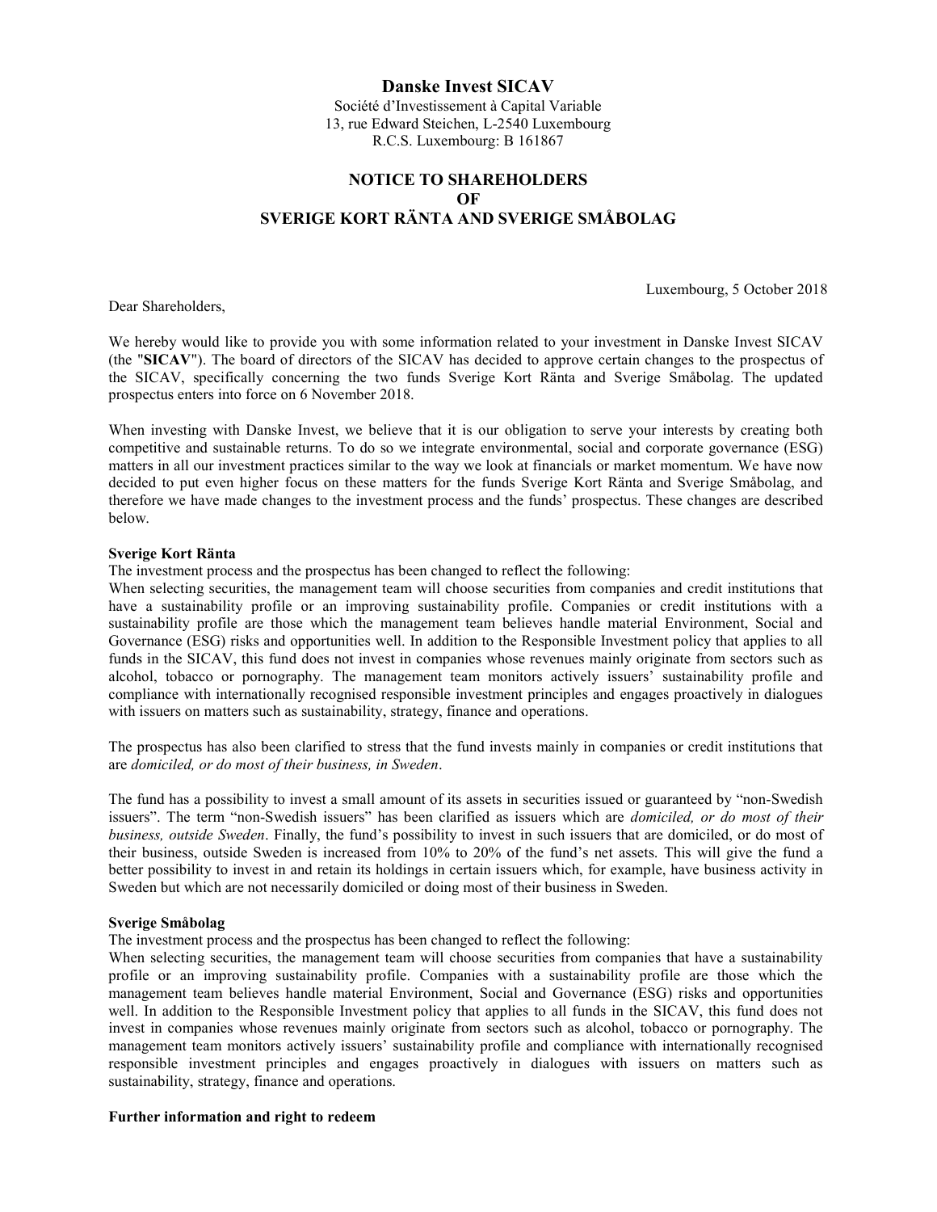# Danske Invest SICAV

Société d'Investissement à Capital Variable
13, rue Edward Steichen, L-2540 Luxembourg
R.C.S. Luxembourg: B 161867

## NOTICE TO SHAREHOLDERS OF SVERIGE KORT RÄNTA AND SVERIGE SMÅBOLAG

Luxembourg, 5 October 2018

Dear Shareholders,

We hereby would like to provide you with some information related to your investment in Danske Invest SICAV (the "**SICAV**"). The board of directors of the SICAV has decided to approve certain changes to the prospectus of the SICAV, specifically concerning the two funds Sverige Kort Ränta and Sverige Småbolag. The updated prospectus enters into force on 6 November 2018.

When investing with Danske Invest, we believe that it is our obligation to serve your interests by creating both competitive and sustainable returns. To do so we integrate environmental, social and corporate governance (ESG) matters in all our investment practices similar to the way we look at financials or market momentum. We have now decided to put even higher focus on these matters for the funds Sverige Kort Ränta and Sverige Småbolag, and therefore we have made changes to the investment process and the funds' prospectus. These changes are described below.

**Sverige Kort Ränta**

The investment process and the prospectus has been changed to reflect the following:

When selecting securities, the management team will choose securities from companies and credit institutions that have a sustainability profile or an improving sustainability profile. Companies or credit institutions with a sustainability profile are those which the management team believes handle material Environment, Social and Governance (ESG) risks and opportunities well. In addition to the Responsible Investment policy that applies to all funds in the SICAV, this fund does not invest in companies whose revenues mainly originate from sectors such as alcohol, tobacco or pornography. The management team monitors actively issuers' sustainability profile and compliance with internationally recognised responsible investment principles and engages proactively in dialogues with issuers on matters such as sustainability, strategy, finance and operations.

The prospectus has also been clarified to stress that the fund invests mainly in companies or credit institutions that are *domiciled, or do most of their business, in Sweden*.

The fund has a possibility to invest a small amount of its assets in securities issued or guaranteed by "non-Swedish issuers". The term "non-Swedish issuers" has been clarified as issuers which are *domiciled, or do most of their business, outside Sweden*. Finally, the fund's possibility to invest in such issuers that are domiciled, or do most of their business, outside Sweden is increased from 10% to 20% of the fund's net assets. This will give the fund a better possibility to invest in and retain its holdings in certain issuers which, for example, have business activity in Sweden but which are not necessarily domiciled or doing most of their business in Sweden.

**Sverige Småbolag**

The investment process and the prospectus has been changed to reflect the following:

When selecting securities, the management team will choose securities from companies that have a sustainability profile or an improving sustainability profile. Companies with a sustainability profile are those which the management team believes handle material Environment, Social and Governance (ESG) risks and opportunities well. In addition to the Responsible Investment policy that applies to all funds in the SICAV, this fund does not invest in companies whose revenues mainly originate from sectors such as alcohol, tobacco or pornography. The management team monitors actively issuers' sustainability profile and compliance with internationally recognised responsible investment principles and engages proactively in dialogues with issuers on matters such as sustainability, strategy, finance and operations.

**Further information and right to redeem**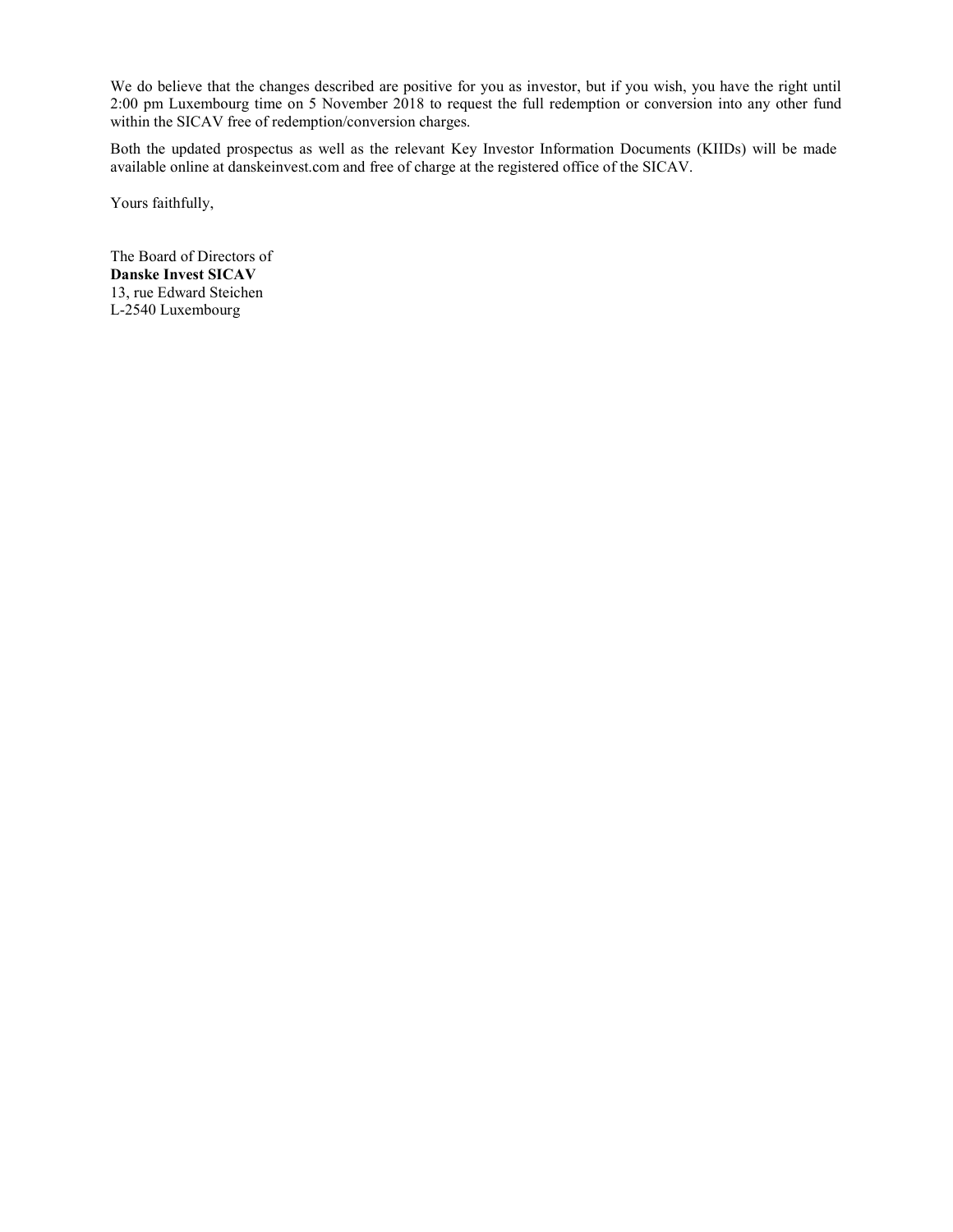We do believe that the changes described are positive for you as investor, but if you wish, you have the right until 2:00 pm Luxembourg time on 5 November 2018 to request the full redemption or conversion into any other fund within the SICAV free of redemption/conversion charges.

Both the updated prospectus as well as the relevant Key Investor Information Documents (KIIDs) will be made available online at danskeinvest.com and free of charge at the registered office of the SICAV.

Yours faithfully,

The Board of Directors of
**Danske Invest SICAV**
13, rue Edward Steichen
L-2540 Luxembourg